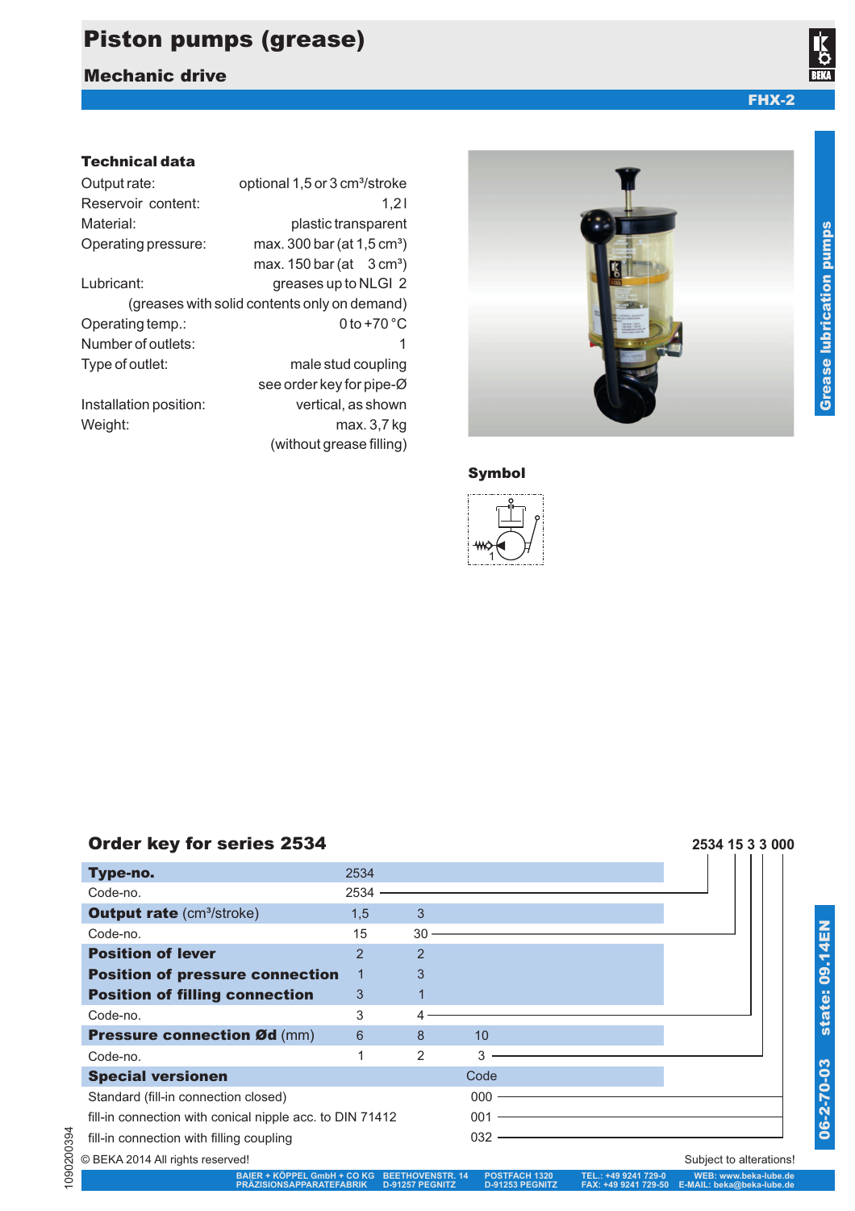# Piston pumps (grease)

## Mechanic drive

FHX-2

### Technical data

| | |
|---|---|
| Output rate: | optional 1,5 or 3 cm³/stroke |
| Reservoir content: | 1,2 l |
| Material: | plastic transparent |
| Operating pressure: | max. 300 bar (at 1,5 cm³) |
| | max. 150 bar (at 3 cm³) |
| Lubricant: | greases up to NLGI 2 |
| | (greases with solid contents only on demand) |
| Operating temp.: | 0 to +70 °C |
| Number of outlets: | 1 |
| Type of outlet: | male stud coupling |
| | see order key for pipe-Ø |
| Installation position: | vertical, as shown |
| Weight: | max. 3,7 kg |
| | (without grease filling) |

### Symbol

### Order key for series 2534

2534 15 3 3 000

| | | | |
|---|---|---|---|
| **Type-no.** | 2534 | | |
| Code-no. | 2534 | | |
| **Output rate** (cm³/stroke) | 1,5 | 3 | |
| Code-no. | 15 | 30 | |
| **Position of lever** | 2 | 2 | |
| **Position of pressure connection** | 1 | 3 | |
| **Position of filling connection** | 3 | 1 | |
| Code-no. | 3 | 4 | |
| **Pressure connection Ød** (mm) | 6 | 8 | 10 |
| Code-no. | 1 | 2 | 3 |

| | |
|---|---|
| **Special versionen** | Code |
| Standard (fill-in connection closed) | 000 |
| fill-in connection with conical nipple acc. to DIN 71412 | 001 |
| fill-in connection with filling coupling | 032 |

© BEKA 2014 All rights reserved!

Subject to alterations!

Grease lubrication pumps

06-2-70-03 state: 09.14EN

1090200394

BAIER + KÖPPEL GmbH + CO KG PRÄZISIONSAPPARATEFABRIK BEETHOVENSTR. 14 D-91257 PEGNITZ POSTFACH 1320 D-91253 PEGNITZ TEL.: +49 9241 729-0 FAX: +49 9241 729-50 WEB: www.beka-lube.de E-MAIL: beka@beka-lube.de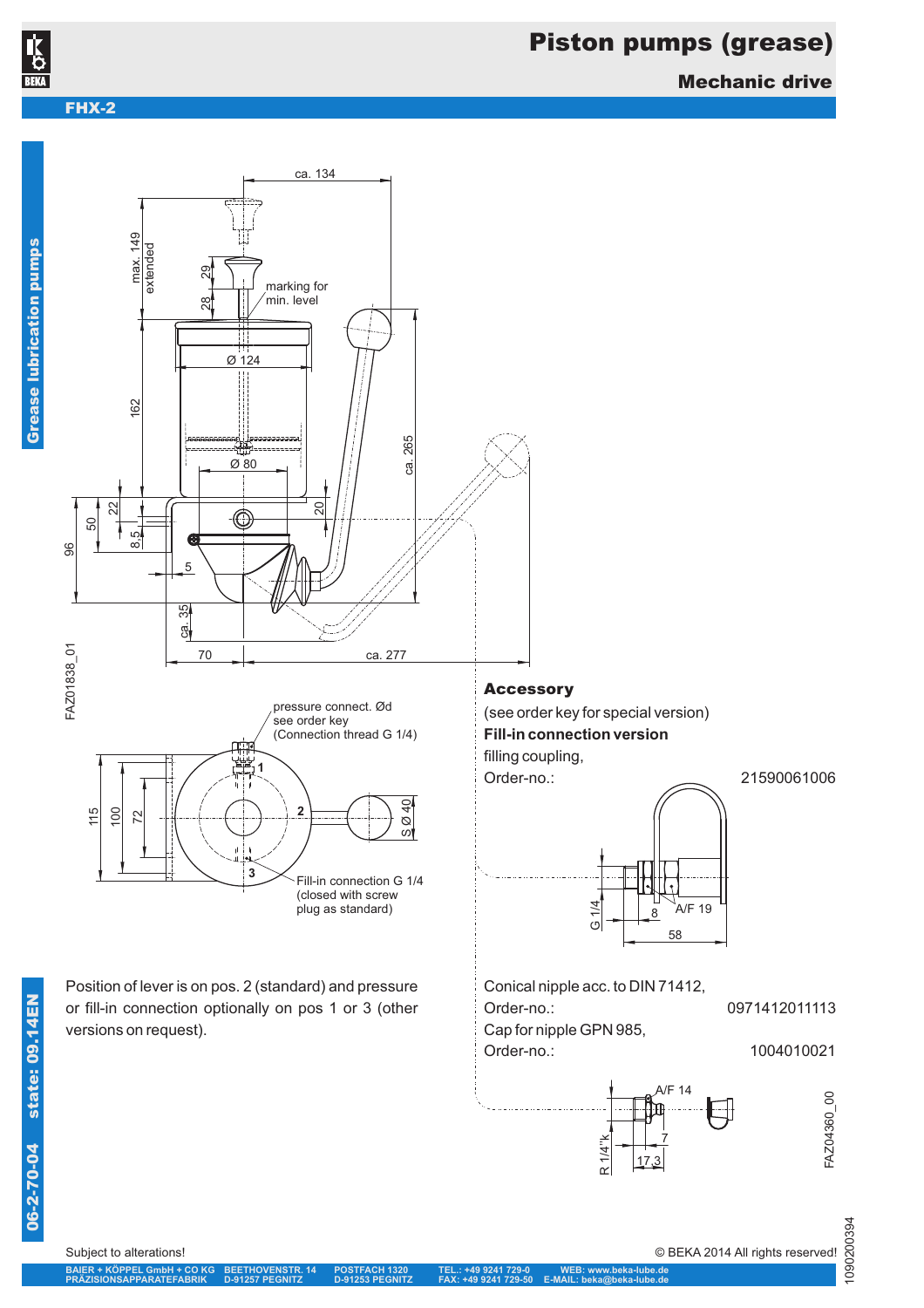# Piston pumps (grease)

## Mechanic drive

**FHX-2**

ca. 134

max. 149 extended

29

28

marking for min. level

Ø 124

162

ca. 265

Ø 80

22

50

96

8,5

20

5

ca. 35

70

ca. 277

FAZ01838_01

pressure connect. Ød see order key (Connection thread G 1/4)

1

2

3

115

100

72

S Ø 40

Fill-in connection G 1/4 (closed with screw plug as standard)

Position of lever is on pos. 2 (standard) and pressure or fill-in connection optionally on pos 1 or 3 (other versions on request).

## Accessory

(see order key for special version)

**Fill-in connection version**

filling coupling,

Order-no.: 21590061006

G 1/4

8

A/F 19

58

Conical nipple acc. to DIN 71412,

Order-no.: 0971412011113

Cap for nipple GPN 985,

Order-no.: 1004010021

A/F 14

R 1/4"K

7

17,3

FAZ04360_00

Subject to alterations!

© BEKA 2014 All rights reserved!

BAIER + KÖPPEL GmbH + CO KG PRÄZISIONSAPPARATEFABRIK | BEETHOVENSTR. 14 D-91257 PEGNITZ | POSTFACH 1320 D-91253 PEGNITZ | TEL.: +49 9241 729-0 FAX: +49 9241 729-50 | WEB: www.beka-lube.de E-MAIL: beka@beka-lube.de

1090200394